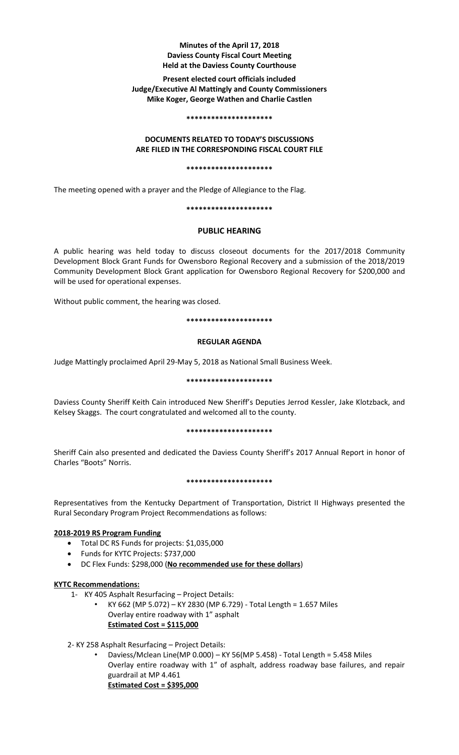# Minutes of the April 17, 2018 Daviess County Fiscal Court Meeting Held at the Daviess County Courthouse

**Present elected court officials included Judge/Executive Al Mattingly and County Commissioners Mike Koger, George Wathen and Charlie Castlen**

**********************

**DOCUMENTS RELATED TO TODAY'S DISCUSSIONS ARE FILED IN THE CORRESPONDING FISCAL COURT FILE**

**********************

The meeting opened with a prayer and the Pledge of Allegiance to the Flag.

**********************

## PUBLIC HEARING

A public hearing was held today to discuss closeout documents for the 2017/2018 Community Development Block Grant Funds for Owensboro Regional Recovery and a submission of the 2018/2019 Community Development Block Grant application for Owensboro Regional Recovery for $200,000 and will be used for operational expenses.

Without public comment, the hearing was closed.

**********************

## REGULAR AGENDA

Judge Mattingly proclaimed April 29-May 5, 2018 as National Small Business Week.

**********************

Daviess County Sheriff Keith Cain introduced New Sheriff's Deputies Jerrod Kessler, Jake Klotzback, and Kelsey Skaggs. The court congratulated and welcomed all to the county.

**********************

Sheriff Cain also presented and dedicated the Daviess County Sheriff's 2017 Annual Report in honor of Charles "Boots" Norris.

**********************

Representatives from the Kentucky Department of Transportation, District II Highways presented the Rural Secondary Program Project Recommendations as follows:

**2018-2019 RS Program Funding**

- Total DC RS Funds for projects: $1,035,000
- Funds for KYTC Projects: $737,000
- DC Flex Funds: $298,000 (**No recommended use for these dollars**)

**KYTC Recommendations:**

1- KY 405 Asphalt Resurfacing – Project Details:
   - KY 662 (MP 5.072) – KY 2830 (MP 6.729) - Total Length = 1.657 Miles
     Overlay entire roadway with 1" asphalt
     **Estimated Cost = $115,000**

2- KY 258 Asphalt Resurfacing – Project Details:
   - Daviess/Mclean Line(MP 0.000) – KY 56(MP 5.458) - Total Length = 5.458 Miles
     Overlay entire roadway with 1" of asphalt, address roadway base failures, and repair guardrail at MP 4.461
     **Estimated Cost = $395,000**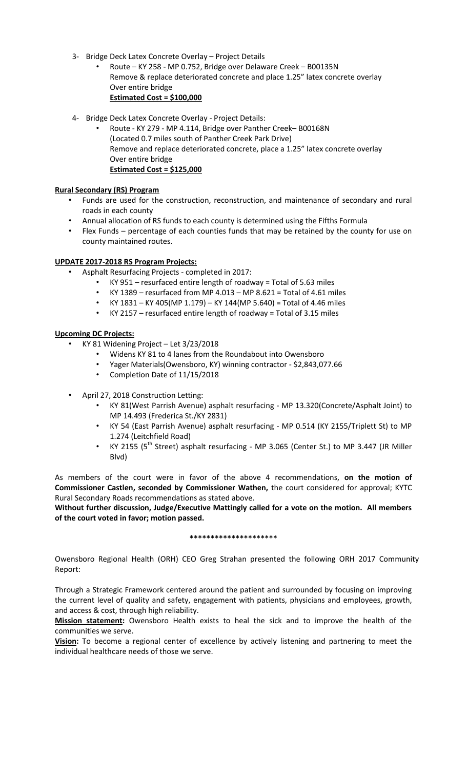3- Bridge Deck Latex Concrete Overlay – Project Details
   - Route – KY 258 - MP 0.752, Bridge over Delaware Creek – B00135N
     Remove & replace deteriorated concrete and place 1.25" latex concrete overlay
     Over entire bridge
     **Estimated Cost = $100,000**

4- Bridge Deck Latex Concrete Overlay - Project Details:
   - Route - KY 279 - MP 4.114, Bridge over Panther Creek– B00168N
     (Located 0.7 miles south of Panther Creek Park Drive)
     Remove and replace deteriorated concrete, place a 1.25" latex concrete overlay
     Over entire bridge
     **Estimated Cost = $125,000**

**Rural Secondary (RS) Program**

- Funds are used for the construction, reconstruction, and maintenance of secondary and rural roads in each county
- Annual allocation of RS funds to each county is determined using the Fifths Formula
- Flex Funds – percentage of each counties funds that may be retained by the county for use on county maintained routes.

**UPDATE 2017-2018 RS Program Projects:**

- Asphalt Resurfacing Projects - completed in 2017:
  - KY 951 – resurfaced entire length of roadway = Total of 5.63 miles
  - KY 1389 – resurfaced from MP 4.013 – MP 8.621 = Total of 4.61 miles
  - KY 1831 – KY 405(MP 1.179) – KY 144(MP 5.640) = Total of 4.46 miles
  - KY 2157 – resurfaced entire length of roadway = Total of 3.15 miles

**Upcoming DC Projects:**

- KY 81 Widening Project – Let 3/23/2018
  - Widens KY 81 to 4 lanes from the Roundabout into Owensboro
  - Yager Materials(Owensboro, KY) winning contractor - $2,843,077.66
  - Completion Date of 11/15/2018
- April 27, 2018 Construction Letting:
  - KY 81(West Parrish Avenue) asphalt resurfacing - MP 13.320(Concrete/Asphalt Joint) to MP 14.493 (Frederica St./KY 2831)
  - KY 54 (East Parrish Avenue) asphalt resurfacing - MP 0.514 (KY 2155/Triplett St) to MP 1.274 (Leitchfield Road)
  - KY 2155 (5th Street) asphalt resurfacing - MP 3.065 (Center St.) to MP 3.447 (JR Miller Blvd)

As members of the court were in favor of the above 4 recommendations, **on the motion of Commissioner Castlen, seconded by Commissioner Wathen,** the court considered for approval; KYTC Rural Secondary Roads recommendations as stated above.

**Without further discussion, Judge/Executive Mattingly called for a vote on the motion. All members of the court voted in favor; motion passed.**

**********************

Owensboro Regional Health (ORH) CEO Greg Strahan presented the following ORH 2017 Community Report:

Through a Strategic Framework centered around the patient and surrounded by focusing on improving the current level of quality and safety, engagement with patients, physicians and employees, growth, and access & cost, through high reliability.

**Mission statement:** Owensboro Health exists to heal the sick and to improve the health of the communities we serve.

**Vision:** To become a regional center of excellence by actively listening and partnering to meet the individual healthcare needs of those we serve.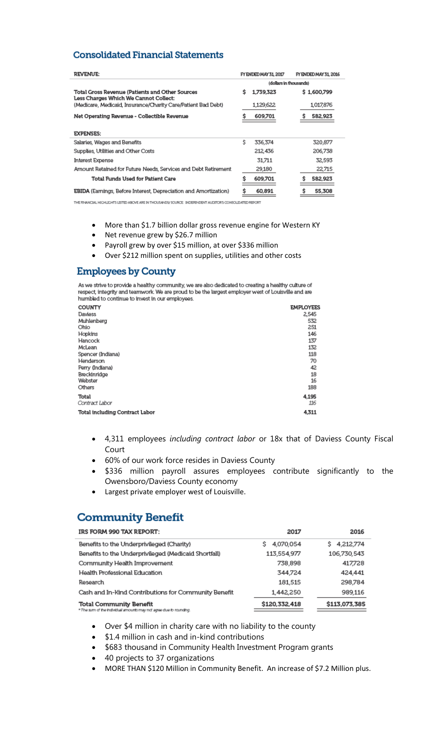## Consolidated Financial Statements

| REVENUE: | FY ENDED MAY 31, 2017 | FY ENDED MAY 31, 2016 |
|---|---|---|
| | (dollars in thousands) | |
| Total Gross Revenue (Patients and Other Sources | $ 1,739,323 | $ 1,600,799 |
| Less Charges Which We Cannot Collect: (Medicare, Medicaid, Insurance/Charity Care/Patient Bad Debt) | 1,129,622 | 1,017,876 |
| **Net Operating Revenue - Collectible Revenue** | **$ 609,701** | **$ 582,923** |
| **EXPENSES:** | | |
| Salaries, Wages and Benefits | $ 336,374 | 320,877 |
| Supplies, Utilities and Other Costs | 212,436 | 206,738 |
| Interest Expense | 31,711 | 32,593 |
| Amount Retained for Future Needs, Services and Debt Retirement | 29,180 | 22,715 |
| **Total Funds Used for Patient Care** | **$ 609,701** | **$ 582,923** |
| **EBIDA** (Earnings, Before Interest, Depreciation and Amortization) | **$ 60,891** | **$ 55,308** |

THE FINANCIAL HIGHLIGHTS LISTED ABOVE ARE IN THOUSANDS/ SOURCE: INDEPENDENT AUDITOR'S CONSOLIDATED REPORT

- More than $1.7 billion dollar gross revenue engine for Western KY
- Net revenue grew by $26.7 million
- Payroll grew by over $15 million, at over $336 million
- Over $212 million spent on supplies, utilities and other costs

## Employees by County

As we strive to provide a healthy community, we are also dedicated to creating a healthy culture of respect, integrity and teamwork. We are proud to be the largest employer west of Louisville and are humbled to continue to invest in our employees.

| COUNTY | EMPLOYEES |
|---|---|
| Daviess | 2,545 |
| Muhlenberg | 532 |
| Ohio | 251 |
| Hopkins | 146 |
| Hancock | 137 |
| McLean | 132 |
| Spencer (Indiana) | 118 |
| Henderson | 70 |
| Perry (Indiana) | 42 |
| Breckinridge | 18 |
| Webster | 16 |
| Others | 188 |
| **Total** | **4,195** |
| *Contract Labor* | *116* |
| **Total including Contract Labor** | **4,311** |

- 4,311 employees *including contract labor* or 18x that of Daviess County Fiscal Court
- 60% of our work force resides in Daviess County
- $336 million payroll assures employees contribute significantly to the Owensboro/Daviess County economy
- Largest private employer west of Louisville.

## Community Benefit

| IRS FORM 990 TAX REPORT: | 2017 | 2016 |
|---|---|---|
| Benefits to the Underprivileged (Charity) | $ 4,070,054 | $ 4,212,774 |
| Benefits to the Underprivileged (Medicaid Shortfall) | 113,554,977 | 106,730,543 |
| Community Health Improvement | 738,898 | 417,728 |
| Health Professional Education | 344,724 | 424,441 |
| Research | 181,515 | 298,784 |
| Cash and In-Kind Contributions for Community Benefit | 1,442,250 | 989,116 |
| **Total Community Benefit** | **$120,332,418** | **$113,073,385** |

*\* The sum of the individual amounts may not agree due to rounding.*

- Over $4 million in charity care with no liability to the county
- $1.4 million in cash and in-kind contributions
- $683 thousand in Community Health Investment Program grants
- 40 projects to 37 organizations
- MORE THAN $120 Million in Community Benefit. An increase of $7.2 Million plus.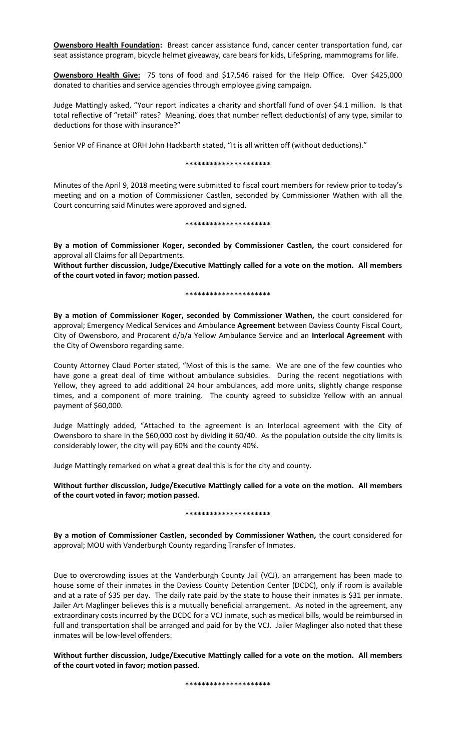**Owensboro Health Foundation:** Breast cancer assistance fund, cancer center transportation fund, car seat assistance program, bicycle helmet giveaway, care bears for kids, LifeSpring, mammograms for life.

**Owensboro Health Give:** 75 tons of food and $17,546 raised for the Help Office. Over $425,000 donated to charities and service agencies through employee giving campaign.

Judge Mattingly asked, "Your report indicates a charity and shortfall fund of over $4.1 million. Is that total reflective of "retail" rates? Meaning, does that number reflect deduction(s) of any type, similar to deductions for those with insurance?"

Senior VP of Finance at ORH John Hackbarth stated, "It is all written off (without deductions)."

**********************

Minutes of the April 9, 2018 meeting were submitted to fiscal court members for review prior to today's meeting and on a motion of Commissioner Castlen, seconded by Commissioner Wathen with all the Court concurring said Minutes were approved and signed.

**********************

**By a motion of Commissioner Koger, seconded by Commissioner Castlen,** the court considered for approval all Claims for all Departments.

**Without further discussion, Judge/Executive Mattingly called for a vote on the motion. All members of the court voted in favor; motion passed.**

**********************

**By a motion of Commissioner Koger, seconded by Commissioner Wathen,** the court considered for approval; Emergency Medical Services and Ambulance **Agreement** between Daviess County Fiscal Court, City of Owensboro, and Procarent d/b/a Yellow Ambulance Service and an **Interlocal Agreement** with the City of Owensboro regarding same.

County Attorney Claud Porter stated, "Most of this is the same. We are one of the few counties who have gone a great deal of time without ambulance subsidies. During the recent negotiations with Yellow, they agreed to add additional 24 hour ambulances, add more units, slightly change response times, and a component of more training. The county agreed to subsidize Yellow with an annual payment of $60,000.

Judge Mattingly added, "Attached to the agreement is an Interlocal agreement with the City of Owensboro to share in the $60,000 cost by dividing it 60/40. As the population outside the city limits is considerably lower, the city will pay 60% and the county 40%.

Judge Mattingly remarked on what a great deal this is for the city and county.

**Without further discussion, Judge/Executive Mattingly called for a vote on the motion. All members of the court voted in favor; motion passed.**

**********************

**By a motion of Commissioner Castlen, seconded by Commissioner Wathen,** the court considered for approval; MOU with Vanderburgh County regarding Transfer of Inmates.

Due to overcrowding issues at the Vanderburgh County Jail (VCJ), an arrangement has been made to house some of their inmates in the Daviess County Detention Center (DCDC), only if room is available and at a rate of $35 per day. The daily rate paid by the state to house their inmates is $31 per inmate. Jailer Art Maglinger believes this is a mutually beneficial arrangement. As noted in the agreement, any extraordinary costs incurred by the DCDC for a VCJ inmate, such as medical bills, would be reimbursed in full and transportation shall be arranged and paid for by the VCJ. Jailer Maglinger also noted that these inmates will be low-level offenders.

**Without further discussion, Judge/Executive Mattingly called for a vote on the motion. All members of the court voted in favor; motion passed.**

**********************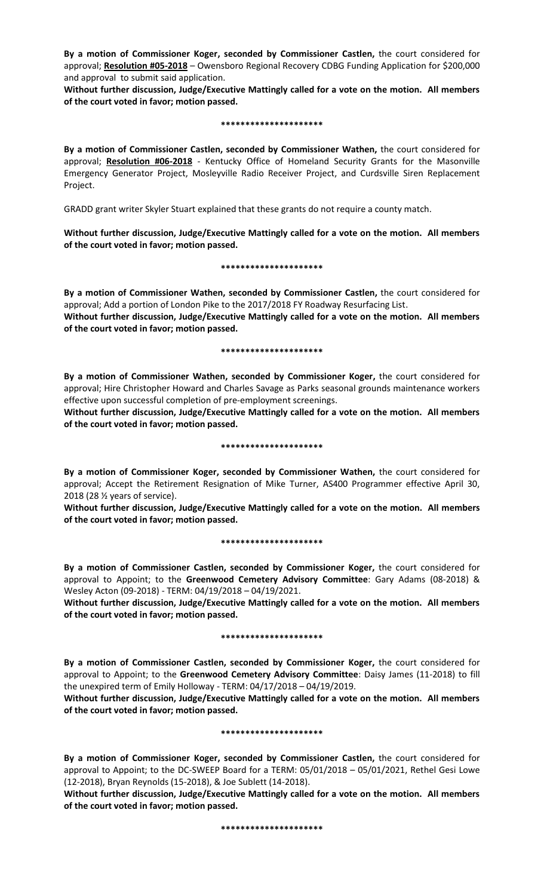**By a motion of Commissioner Koger, seconded by Commissioner Castlen,** the court considered for approval; **Resolution #05-2018** – Owensboro Regional Recovery CDBG Funding Application for $200,000 and approval to submit said application.

**Without further discussion, Judge/Executive Mattingly called for a vote on the motion. All members of the court voted in favor; motion passed.**

**\*\*\*\*\*\*\*\*\*\*\*\*\*\*\*\*\*\*\*\*\***

**By a motion of Commissioner Castlen, seconded by Commissioner Wathen,** the court considered for approval; **Resolution #06-2018** - Kentucky Office of Homeland Security Grants for the Masonville Emergency Generator Project, Mosleyville Radio Receiver Project, and Curdsville Siren Replacement Project.

GRADD grant writer Skyler Stuart explained that these grants do not require a county match.

**Without further discussion, Judge/Executive Mattingly called for a vote on the motion. All members of the court voted in favor; motion passed.**

**\*\*\*\*\*\*\*\*\*\*\*\*\*\*\*\*\*\*\*\*\***

**By a motion of Commissioner Wathen, seconded by Commissioner Castlen,** the court considered for approval; Add a portion of London Pike to the 2017/2018 FY Roadway Resurfacing List.

**Without further discussion, Judge/Executive Mattingly called for a vote on the motion. All members of the court voted in favor; motion passed.**

**\*\*\*\*\*\*\*\*\*\*\*\*\*\*\*\*\*\*\*\*\***

**By a motion of Commissioner Wathen, seconded by Commissioner Koger,** the court considered for approval; Hire Christopher Howard and Charles Savage as Parks seasonal grounds maintenance workers effective upon successful completion of pre-employment screenings.

**Without further discussion, Judge/Executive Mattingly called for a vote on the motion. All members of the court voted in favor; motion passed.**

**\*\*\*\*\*\*\*\*\*\*\*\*\*\*\*\*\*\*\*\*\***

**By a motion of Commissioner Koger, seconded by Commissioner Wathen,** the court considered for approval; Accept the Retirement Resignation of Mike Turner, AS400 Programmer effective April 30, 2018 (28 ½ years of service).

**Without further discussion, Judge/Executive Mattingly called for a vote on the motion. All members of the court voted in favor; motion passed.**

**\*\*\*\*\*\*\*\*\*\*\*\*\*\*\*\*\*\*\*\*\***

**By a motion of Commissioner Castlen, seconded by Commissioner Koger,** the court considered for approval to Appoint; to the **Greenwood Cemetery Advisory Committee**: Gary Adams (08-2018) & Wesley Acton (09-2018) - TERM: 04/19/2018 – 04/19/2021.

**Without further discussion, Judge/Executive Mattingly called for a vote on the motion. All members of the court voted in favor; motion passed.**

**\*\*\*\*\*\*\*\*\*\*\*\*\*\*\*\*\*\*\*\*\***

**By a motion of Commissioner Castlen, seconded by Commissioner Koger,** the court considered for approval to Appoint; to the **Greenwood Cemetery Advisory Committee**: Daisy James (11-2018) to fill the unexpired term of Emily Holloway - TERM: 04/17/2018 – 04/19/2019.

**Without further discussion, Judge/Executive Mattingly called for a vote on the motion. All members of the court voted in favor; motion passed.**

**\*\*\*\*\*\*\*\*\*\*\*\*\*\*\*\*\*\*\*\*\***

**By a motion of Commissioner Koger, seconded by Commissioner Castlen,** the court considered for approval to Appoint; to the DC-SWEEP Board for a TERM: 05/01/2018 – 05/01/2021, Rethel Gesi Lowe (12-2018), Bryan Reynolds (15-2018), & Joe Sublett (14-2018).

**Without further discussion, Judge/Executive Mattingly called for a vote on the motion. All members of the court voted in favor; motion passed.**

**\*\*\*\*\*\*\*\*\*\*\*\*\*\*\*\*\*\*\*\*\***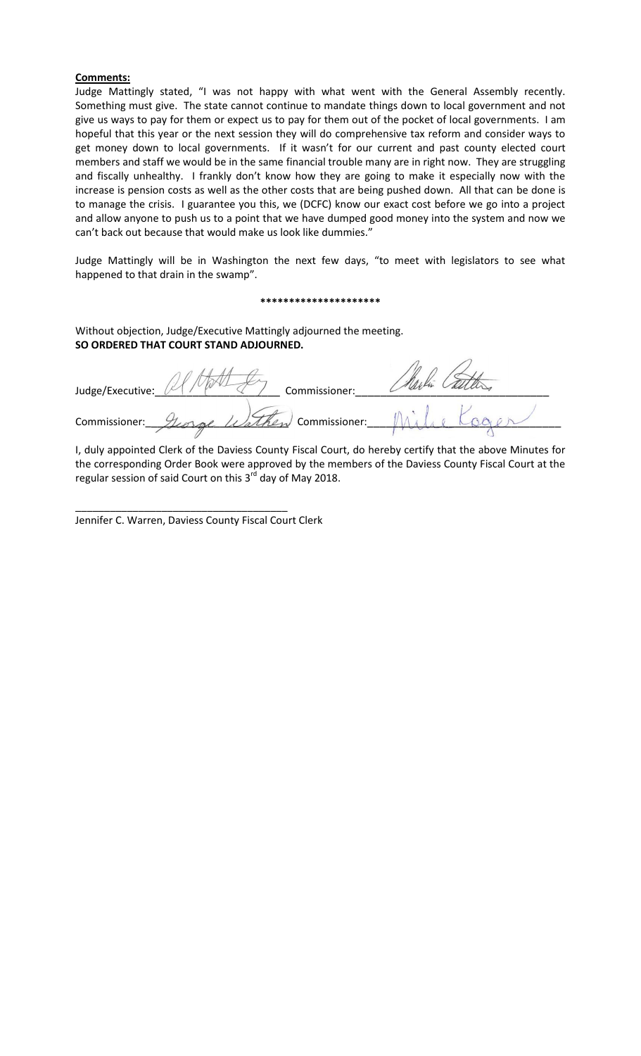**Comments:**

Judge Mattingly stated, "I was not happy with what went with the General Assembly recently. Something must give. The state cannot continue to mandate things down to local government and not give us ways to pay for them or expect us to pay for them out of the pocket of local governments. I am hopeful that this year or the next session they will do comprehensive tax reform and consider ways to get money down to local governments. If it wasn't for our current and past county elected court members and staff we would be in the same financial trouble many are in right now. They are struggling and fiscally unhealthy. I frankly don't know how they are going to make it especially now with the increase is pension costs as well as the other costs that are being pushed down. All that can be done is to manage the crisis. I guarantee you this, we (DCFC) know our exact cost before we go into a project and allow anyone to push us to a point that we have dumped good money into the system and now we can't back out because that would make us look like dummies."

Judge Mattingly will be in Washington the next few days, "to meet with legislators to see what happened to that drain in the swamp".

**********************

Without objection, Judge/Executive Mattingly adjourned the meeting.
**SO ORDERED THAT COURT STAND ADJOURNED.**

Judge/Executive: Al Mattingly Commissioner: Charlie Castlen

Commissioner: George Wathen Commissioner: Mike Koger

I, duly appointed Clerk of the Daviess County Fiscal Court, do hereby certify that the above Minutes for the corresponding Order Book were approved by the members of the Daviess County Fiscal Court at the regular session of said Court on this 3rd day of May 2018.

\_\_\_\_\_\_\_\_\_\_\_\_\_\_\_\_\_\_\_\_\_\_\_\_\_\_\_\_\_\_\_\_\_\_\_\_
Jennifer C. Warren, Daviess County Fiscal Court Clerk